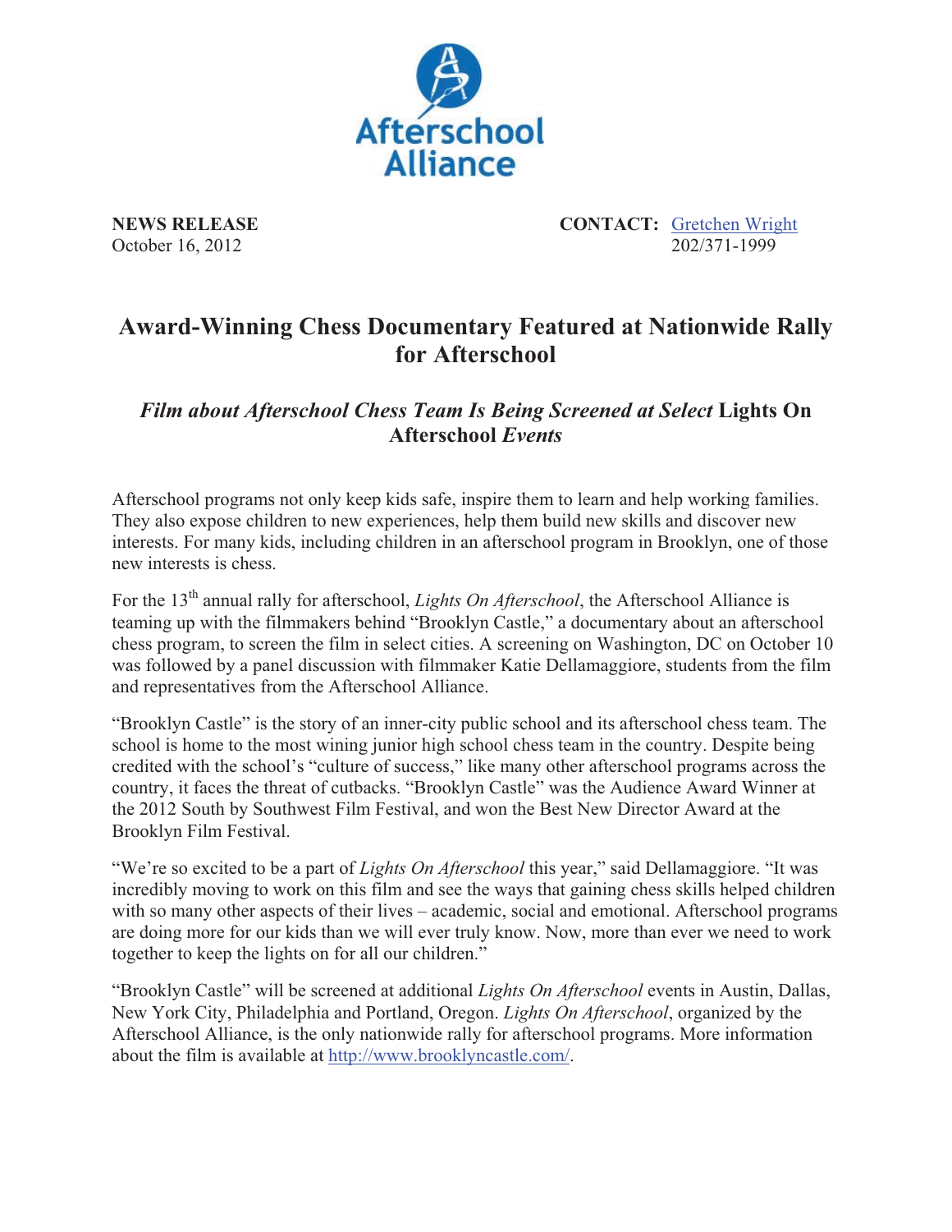Afterschool Alliance

**NEWS RELEASE**
October 16, 2012

**CONTACT:** Gretchen Wright
202/371-1999

# Award-Winning Chess Documentary Featured at Nationwide Rally for Afterschool

## *Film about Afterschool Chess Team Is Being Screened at Select* Lights On Afterschool *Events*

Afterschool programs not only keep kids safe, inspire them to learn and help working families. They also expose children to new experiences, help them build new skills and discover new interests. For many kids, including children in an afterschool program in Brooklyn, one of those new interests is chess.

For the 13th annual rally for afterschool, *Lights On Afterschool*, the Afterschool Alliance is teaming up with the filmmakers behind "Brooklyn Castle," a documentary about an afterschool chess program, to screen the film in select cities. A screening on Washington, DC on October 10 was followed by a panel discussion with filmmaker Katie Dellamaggiore, students from the film and representatives from the Afterschool Alliance.

"Brooklyn Castle" is the story of an inner-city public school and its afterschool chess team. The school is home to the most wining junior high school chess team in the country. Despite being credited with the school's "culture of success," like many other afterschool programs across the country, it faces the threat of cutbacks. "Brooklyn Castle" was the Audience Award Winner at the 2012 South by Southwest Film Festival, and won the Best New Director Award at the Brooklyn Film Festival.

"We're so excited to be a part of *Lights On Afterschool* this year," said Dellamaggiore. "It was incredibly moving to work on this film and see the ways that gaining chess skills helped children with so many other aspects of their lives – academic, social and emotional. Afterschool programs are doing more for our kids than we will ever truly know. Now, more than ever we need to work together to keep the lights on for all our children."

"Brooklyn Castle" will be screened at additional *Lights On Afterschool* events in Austin, Dallas, New York City, Philadelphia and Portland, Oregon. *Lights On Afterschool*, organized by the Afterschool Alliance, is the only nationwide rally for afterschool programs. More information about the film is available at http://www.brooklyncastle.com/.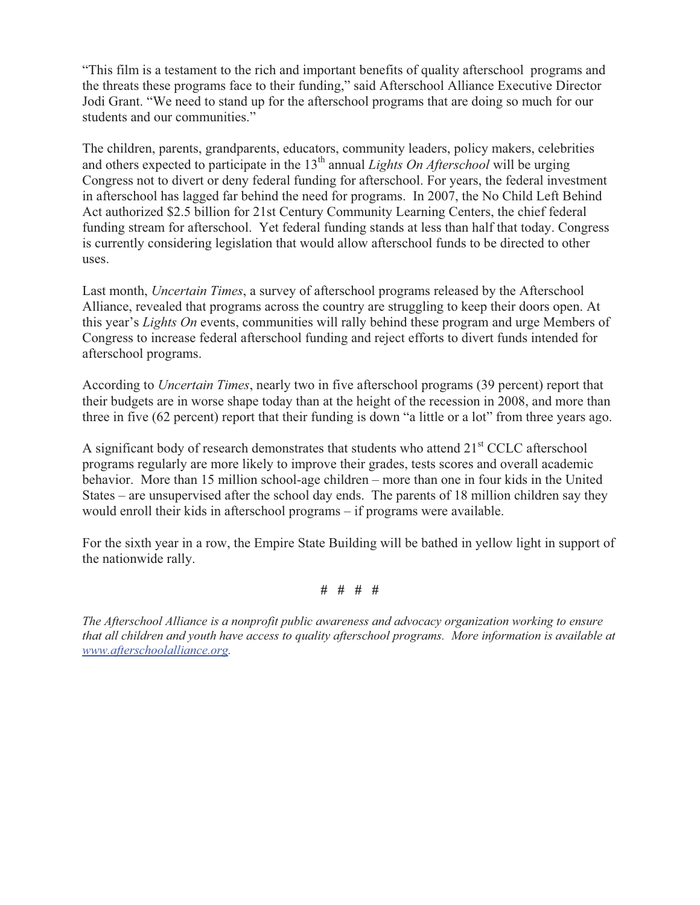"This film is a testament to the rich and important benefits of quality afterschool programs and the threats these programs face to their funding," said Afterschool Alliance Executive Director Jodi Grant. "We need to stand up for the afterschool programs that are doing so much for our students and our communities."

The children, parents, grandparents, educators, community leaders, policy makers, celebrities and others expected to participate in the 13th annual *Lights On Afterschool* will be urging Congress not to divert or deny federal funding for afterschool. For years, the federal investment in afterschool has lagged far behind the need for programs. In 2007, the No Child Left Behind Act authorized $2.5 billion for 21st Century Community Learning Centers, the chief federal funding stream for afterschool. Yet federal funding stands at less than half that today. Congress is currently considering legislation that would allow afterschool funds to be directed to other uses.

Last month, *Uncertain Times*, a survey of afterschool programs released by the Afterschool Alliance, revealed that programs across the country are struggling to keep their doors open. At this year's *Lights On* events, communities will rally behind these program and urge Members of Congress to increase federal afterschool funding and reject efforts to divert funds intended for afterschool programs.

According to *Uncertain Times*, nearly two in five afterschool programs (39 percent) report that their budgets are in worse shape today than at the height of the recession in 2008, and more than three in five (62 percent) report that their funding is down "a little or a lot" from three years ago.

A significant body of research demonstrates that students who attend 21st CCLC afterschool programs regularly are more likely to improve their grades, tests scores and overall academic behavior. More than 15 million school-age children – more than one in four kids in the United States – are unsupervised after the school day ends. The parents of 18 million children say they would enroll their kids in afterschool programs – if programs were available.

For the sixth year in a row, the Empire State Building will be bathed in yellow light in support of the nationwide rally.

# # # #

*The Afterschool Alliance is a nonprofit public awareness and advocacy organization working to ensure that all children and youth have access to quality afterschool programs. More information is available at [www.afterschoolalliance.org](http://www.afterschoolalliance.org).*